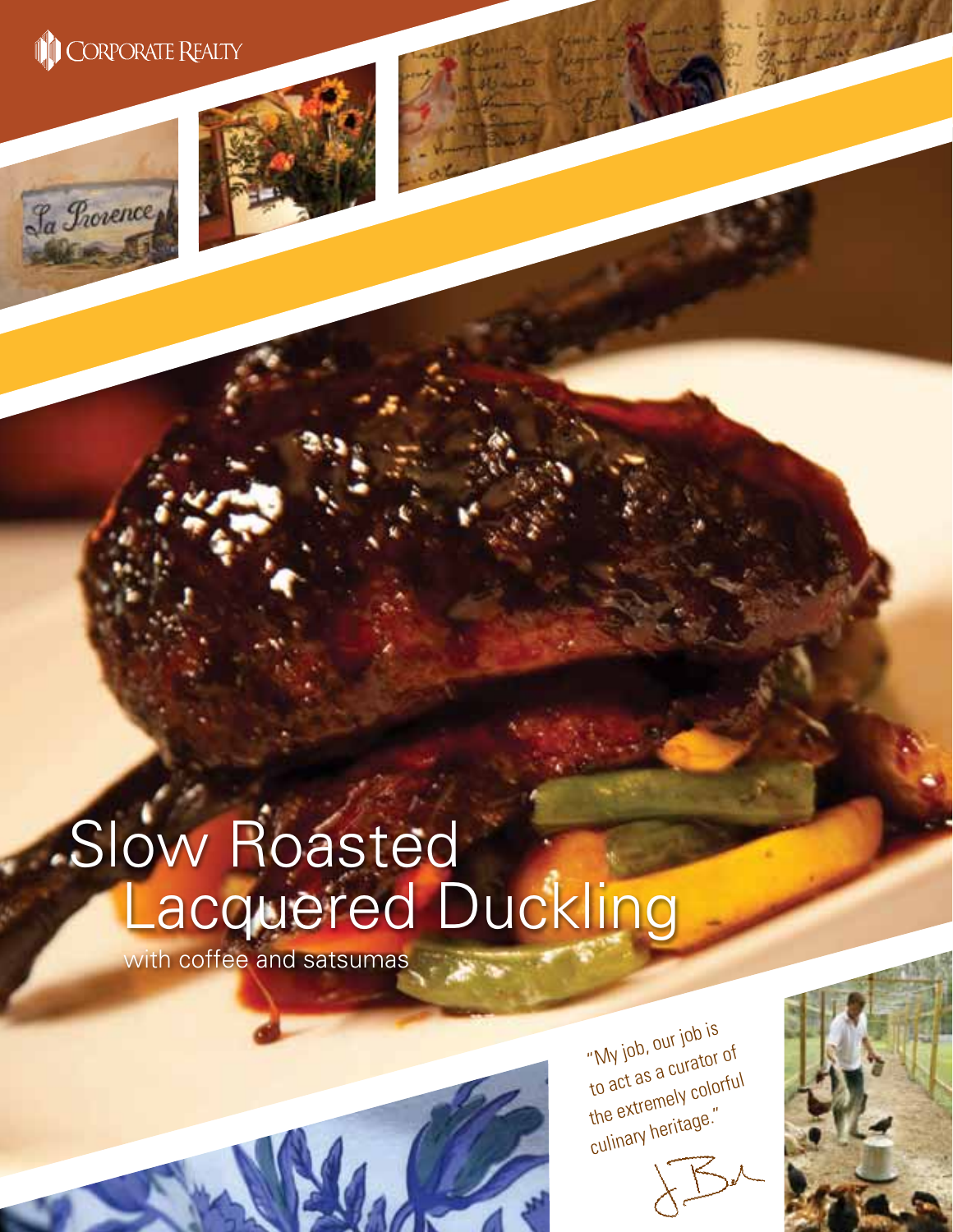CORPORATE REALTY

# Slow Roasted Lacquered Duckling

with coffee and satsumas

"My job, our job is to act as a curator of the extremely colorful culinary heritage."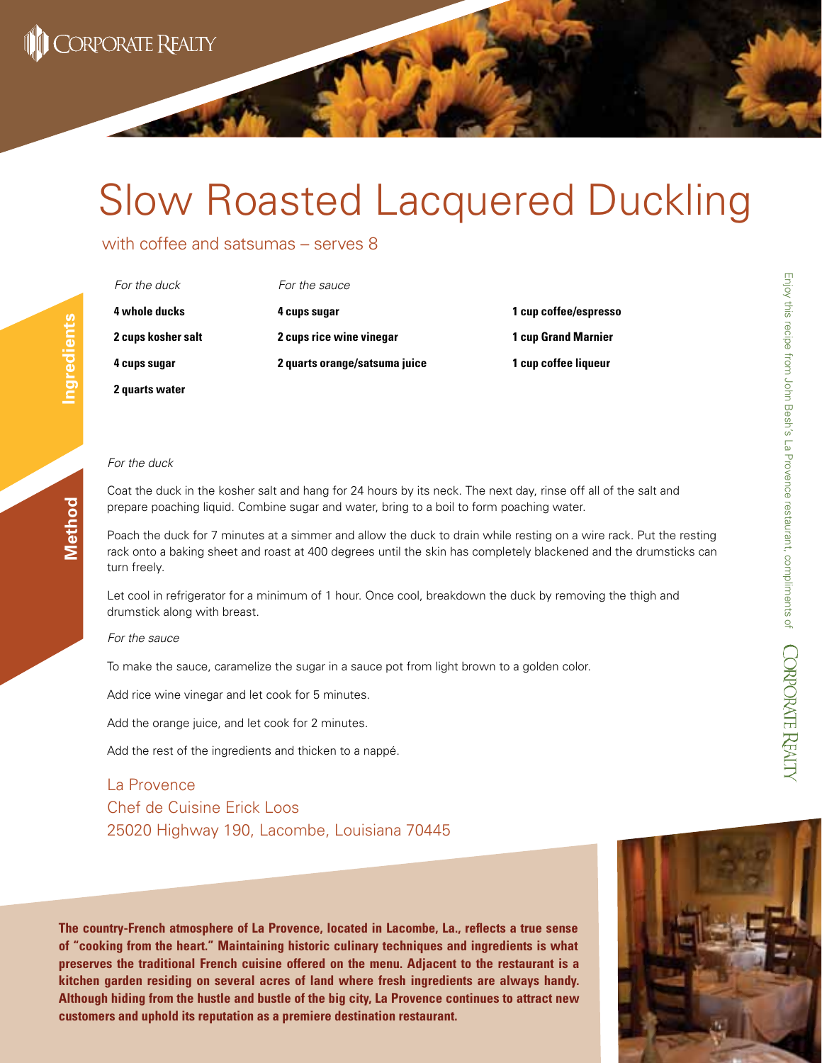Corporate Realty

# Slow Roasted Lacquered Duckling

## with coffee and satsumas – serves 8

## Ingredients

*For the duck*

**4 whole ducks**

**2 cups kosher salt**

**4 cups sugar**

**2 quarts water**

*For the sauce*

**4 cups sugar**

**2 cups rice wine vinegar**

**2 quarts orange/satsuma juice**

**1 cup coffee/espresso**

**1 cup Grand Marnier**

**1 cup coffee liqueur**

## Method

*For the duck*

Coat the duck in the kosher salt and hang for 24 hours by its neck. The next day, rinse off all of the salt and prepare poaching liquid. Combine sugar and water, bring to a boil to form poaching water.

Poach the duck for 7 minutes at a simmer and allow the duck to drain while resting on a wire rack. Put the resting rack onto a baking sheet and roast at 400 degrees until the skin has completely blackened and the drumsticks can turn freely.

Let cool in refrigerator for a minimum of 1 hour. Once cool, breakdown the duck by removing the thigh and drumstick along with breast.

*For the sauce*

To make the sauce, caramelize the sugar in a sauce pot from light brown to a golden color.

Add rice wine vinegar and let cook for 5 minutes.

Add the orange juice, and let cook for 2 minutes.

Add the rest of the ingredients and thicken to a nappé.

La Provence
Chef de Cuisine Erick Loos
25020 Highway 190, Lacombe, Louisiana 70445

**The country-French atmosphere of La Provence, located in Lacombe, La., reflects a true sense of "cooking from the heart." Maintaining historic culinary techniques and ingredients is what preserves the traditional French cuisine offered on the menu. Adjacent to the restaurant is a kitchen garden residing on several acres of land where fresh ingredients are always handy. Although hiding from the hustle and bustle of the big city, La Provence continues to attract new customers and uphold its reputation as a premiere destination restaurant.**

Enjoy this recipe from John Besh's La Provence restaurant, compliments of Corporate Realty